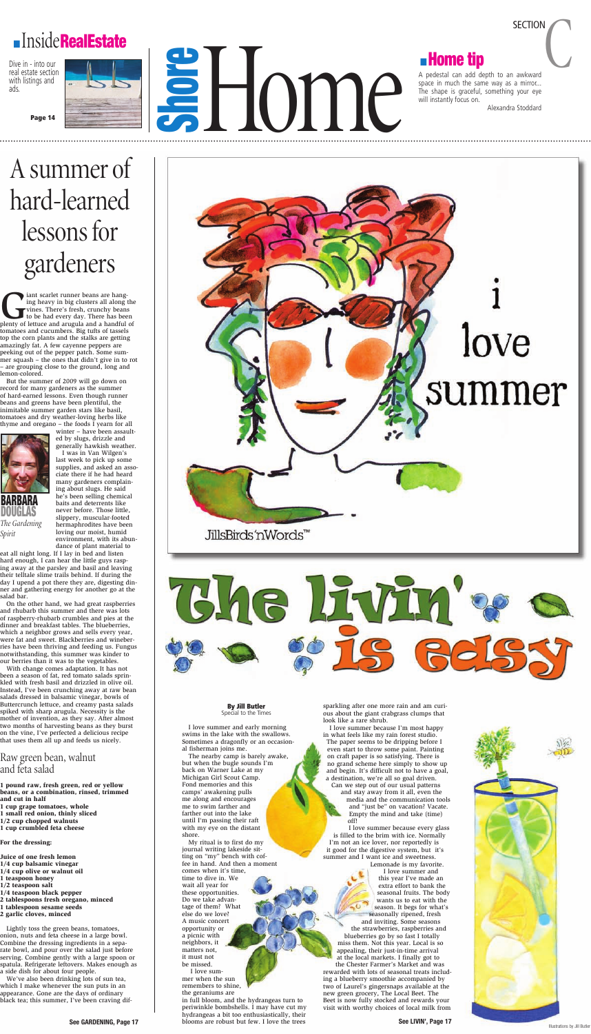# Shore Home

SECTION C

## Inside RealEstate

Dive in - into our real estate section with listings and ads.

Page 14

## Home tip

A pedestal can add depth to an awkward space in much the same way as a mirror... The shape is graceful, something your eye will instantly focus on.

Alexandra Stoddard

# A summer of hard-learned lessons for gardeners

**BARBARA DOUGLAS**
*The Gardening Spirit*

Giant scarlet runner beans are hanging heavy in big clusters all along the vines. There's fresh, crunchy beans to be had every day. There has been plenty of lettuce and arugula and a handful of tomatoes and cucumbers. Big tufts of tassels top the corn plants and the stalks are getting amazingly fat. A few cayenne peppers are peeking out of the pepper patch. Some summer squash – the ones that didn't give in to rot – are grouping close to the ground, long and lemon-colored.

But the summer of 2009 will go down on record for many gardeners as the summer of hard-earned lessons. Even though runner beans and greens have been plentiful, the inimitable summer garden stars like basil, tomatoes and dry weather-loving herbs like thyme and oregano – the foods I yearn for all winter – have been assaulted by slugs, drizzle and generally hawkish weather.

I was in Van Wilgen's last week to pick up some supplies, and asked an associate there if he had heard many gardeners complaining about slugs. He said he's been selling chemical baits and deterrents like never before. Those little, slippery, muscular-footed hermaphrodites have been loving our moist, humid environment, with its abundance of plant material to eat all night long. If I lay in bed and listen hard enough, I can hear the little guys rasping away at the parsley and basil and leaving their telltale slime trails behind. If during the day I upend a pot there they are, digesting dinner and gathering energy for another go at the salad bar.

On the other hand, we had great raspberries and rhubarb this summer and there was lots of raspberry-rhubarb crumbles and pies at the dinner and breakfast tables. The blueberries, which a neighbor grows and sells every year, were fat and sweet. Blackberries and wineberries have been thriving and feeding us. Fungus notwithstanding, this summer was kinder to our berries than it was to the vegetables.

With change comes adaptation. It has not been a season of fat, red tomato salads sprinkled with fresh basil and drizzled in olive oil. Instead, I've been crunching away at raw bean salads dressed in balsamic vinegar, bowls of Buttercrunch lettuce, and creamy pasta salads spiked with sharp arugula. Necessity is the mother of invention, as they say. After almost two months of harvesting beans as they burst on the vine, I've perfected a delicious recipe that uses them all up and feeds us nicely.

## Raw green bean, walnut and feta salad

**1 pound raw, fresh green, red or yellow beans, or a combination, rinsed, trimmed and cut in half**
**1 cup grape tomatoes, whole**
**1 small red onion, thinly sliced**
**1/2 cup chopped walnuts**
**1 cup crumbled feta cheese**

**For the dressing:**

**Juice of one fresh lemon**
**1/4 cup balsamic vinegar**
**1/4 cup olive or walnut oil**
**1 teaspoon honey**
**1/2 teaspoon salt**
**1/4 teaspoon black pepper**
**2 tablespoons fresh oregano, minced**
**1 tablespoon sesame seeds**
**2 garlic cloves, minced**

Lightly toss the green beans, tomatoes, onion, nuts and feta cheese in a large bowl. Combine the dressing ingredients in a separate bowl, and pour over the salad just before serving. Combine gently with a large spoon or spatula. Refrigerate leftovers. Makes enough as a side dish for about four people.

We've also been drinking lots of sun tea, which I make whenever the sun puts in an appearance. Gone are the days of ordinary black tea; this summer, I've been craving dif-

**See GARDENING, Page 17**

# The livin' is easy

i love summer

JillsBirds'nWords™

**By Jill Butler**
Special to the Times

I love summer and early morning swims in the lake with the swallows. Sometimes a dragonfly or an occasional fisherman joins me.

The nearby camp is barely awake, but when the bugle sounds I'm back on Warner Lake at my Michigan Girl Scout Camp. Fond memories and this camps' awakening pulls me along and encourages me to swim farther and farther out into the lake until I'm passing their raft with my eye on the distant shore.

My ritual is to first do my journal writing lakeside sitting on "my" bench with coffee in hand. And then a moment comes when it's time, time to dive in. We wait all year for these opportunities. Do we take advantage of them? What else do we love? A music concert opportunity or a picnic with neighbors, it matters not, it must not be missed.

I love summer when the sun remembers to shine, the geraniums are in full bloom, and the hydrangeas turn to periwinkle bombshells. I may have cut my hydrangeas a bit too enthusiastically, their blooms are robust but few. I love the trees sparkling after one more rain and am curious about the giant crabgrass clumps that look like a rare shrub.

I love summer because I'm most happy in what feels like my rain forest studio. The paper seems to be dripping before I even start to throw some paint. Painting on craft paper is so satisfying. There is no grand scheme here simply to show up and begin. It's difficult not to have a goal, a destination, we're all so goal driven. Can we step out of our usual patterns and stay away from it all, even the media and the communication tools and "just be" on vacation? Vacate. Empty the mind and take (time) off!

I love summer because every glass is filled to the brim with ice. Normally I'm not an ice lover, nor reportedly is it good for the digestive system, but it's summer and I want ice and sweetness.

Lemonade is my favorite. I love summer and this year I've made an extra effort to bank the seasonal fruits. The body wants us to eat with the season. It begs for what's seasonally ripened, fresh and inviting. Some seasons the strawberries, raspberries and blueberries go by so fast I totally miss them. Not this year. Local is so appealing, their just-in-time arrival at the local markets. I finally got to the Chester Farmer's Market and was rewarded with lots of seasonal treats including a blueberry smoothie accompanied by two of Laurel's gingersnaps available at the new green grocery, The Local Beet. The Beet is now fully stocked and rewards your visit with worthy choices of local milk from

**See LIVIN', Page 17**

Illustrations by Jill Butler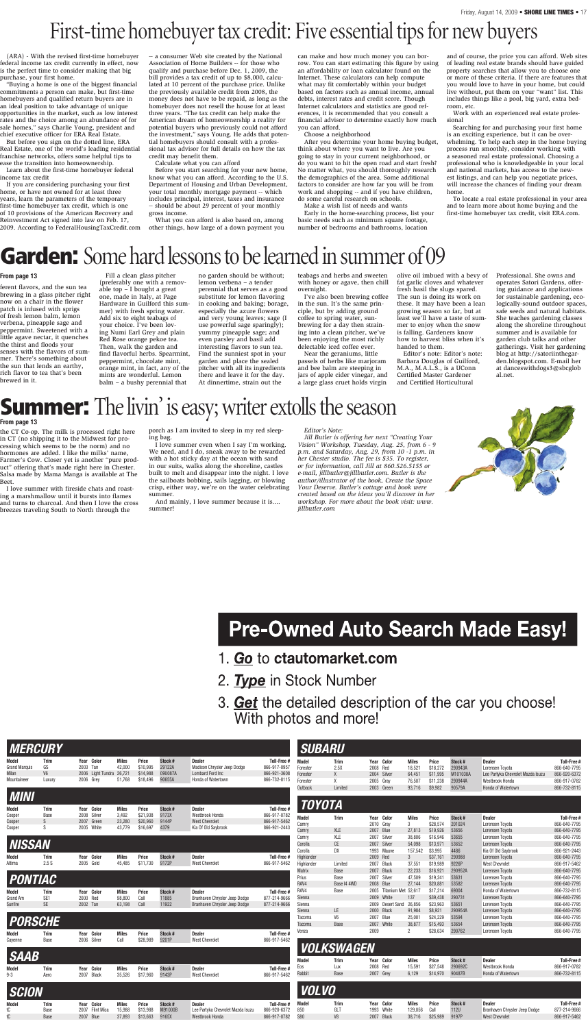# First-time homebuyer tax credit: Five essential tips for new buyers

(ARA) - With the revised first-time homebuyer federal income tax credit currently in effect, now is the perfect time to consider making that big purchase, your first home.

"Buying a home is one of the biggest financial commitments a person can make, but first-time homebuyers and qualified return buyers are in an ideal position to take advantage of unique opportunities in the market, such as low interest rates and the choice among an abundance of for sale homes," says Charlie Young, president and chief executive officer for ERA Real Estate.

But before you sign on the dotted line, ERA Real Estate, one of the world's leading residential franchise networks, offers some helpful tips to ease the transition into homeownership.

Learn about the first-time homebuyer federal income tax credit

If you are considering purchasing your first home, or have not owned for at least three years, learn the parameters of the temporary first-time homebuyer tax credit, which is one of 10 provisions of the American Recovery and Reinvestment Act signed into law on Feb. 17, 2009. According to FederalHousingTaxCredit.com -- a consumer Web site created by the National Association of Home Builders -- for those who qualify and purchase before Dec. 1, 2009, the bill provides a tax credit of up to $8,000, calculated at 10 percent of the purchase price. Unlike the previously available credit from 2008, the money does not have to be repaid, as long as the homebuyer does not resell the house for at least three years. "The tax credit can help make the American dream of homeownership a reality for potential buyers who previously could not afford the investment," says Young. He adds that potential homebuyers should consult with a professional tax advisor for full details on how the tax credit may benefit them.

Calculate what you can afford

Before you start searching for your new home, know what you can afford. According to the U.S. Department of Housing and Urban Development, your total monthly mortgage payment -- which includes principal, interest, taxes and insurance -- should be about 29 percent of your monthly gross income.

What you can afford is also based on, among other things, how large of a down payment you can make and how much money you can borrow. You can start estimating this figure by using an affordability or loan calculator found on the Internet. These calculators can help compute what may fit comfortably within your budget based on factors such as annual income, annual debts, interest rates and credit score. Though Internet calculators and statistics are good references, it is recommended that you consult a financial advisor to determine exactly how much you can afford.

Choose a neighborhood

After you determine your home buying budget, think about where you want to live. Are you going to stay in your current neighborhood, or do you want to hit the open road and start fresh? No matter what, you should thoroughly research the demographics of the area. Some additional factors to consider are how far you will be from work and shopping -- and if you have children, do some careful research on schools.

Make a wish list of needs and wants

Early in the home-searching process, list your basic needs such as minimum square footage, number of bedrooms and bathrooms, location and of course, the price you can afford. Web sites of leading real estate brands should have guided property searches that allow you to choose one or more of these criteria. If there are features that you would love to have in your home, but could live without, put them on your "want" list. This includes things like a pool, big yard, extra bedroom, etc.

Work with an experienced real estate professional

Searching for and purchasing your first home is an exciting experience, but it can be overwhelming. To help each step in the home buying process run smoothly, consider working with a seasoned real estate professional. Choosing a professional who is knowledgeable in your local and national markets, has access to the newest listings, and can help you negotiate prices, will increase the chances of finding your dream home.

To locate a real estate professional in your area and to learn more about home buying and the first-time homebuyer tax credit, visit ERA.com.

# Garden: Some hard lessons to be learned in summer of 09

**From page 13**

ferent flavors, and the sun tea brewing in a glass pitcher right now on a chair in the flower patch is infused with sprigs of fresh lemon balm, lemon verbena, pineapple sage and peppermint. Sweetened with a little agave nectar, it quenches the thirst and floods your senses with the flavors of summer. There's something about the sun that lends an earthy, rich flavor to tea that's been brewed in it.

Fill a clean glass pitcher (preferably one with a removable top – I bought a great one, made in Italy, at Page Hardware in Guilford this summer) with fresh spring water. Add six to eight teabags of your choice. I've been loving Numi Earl Grey and plain Red Rose orange pekoe tea. Then, walk the garden and find flavorful herbs. Spearmint, peppermint, chocolate mint, orange mint, in fact, any of the mints are wonderful. Lemon balm – a bushy perennial that no garden should be without; lemon verbena – a tender perennial that serves as a good substitute for lemon flavoring in cooking and baking; borage, especially the azure flowers and very young leaves; sage (I use powerful sage sparingly); yummy pineapple sage; and even parsley and basil add interesting flavors to sun tea. Find the sunniest spot in your garden and place the sealed pitcher with all its ingredients there and leave it for the day. At dinnertime, strain out the teabags and herbs and sweeten with honey or agave, then chill overnight.

I've also been brewing coffee in the sun. It's the same principle, but by adding ground coffee to spring water, sun-brewing for a day then straining into a clean pitcher, we've been enjoying the most richly delectable iced coffee ever.

Near the geraniums, little passels of herbs like marjoram and bee balm are steeping in jars of apple cider vinegar, and a large glass cruet holds virgin olive oil imbued with a bevy of fat garlic cloves and whatever fresh basil the slugs spared. The sun is doing its work on these. It may have been a lean growing season so far, but at least we'll have a taste of summer to enjoy when the snow is falling. Gardeners know how to harvest bliss when it's handed to them.

Editor's note: Editor's note: Barbara Douglas of Guilford, M.A., M.A.L.S., is a UConn Certified Master Gardener and Certified Horticultural Professional. She owns and operates Satori Gardens, offering guidance and applications for sustainable gardening, ecologically-sound outdoor spaces, safe seeds and natural habitats. She teaches gardening classes along the shoreline throughout summer and is available for garden club talks and other gatherings. Visit her gardening blog at http://satoriinthegarden.blogspot.com. E-mail her at danceswithdogs3@sbcglobal.net.

# Summer: The livin' is easy; writer extolls the season

**From page 13**

the CT Co-op. The milk is processed right here in CT (no shipping it to the Midwest for processing which seems to be the norm) and no hormones are added. I like the milks' name, Farmer's Cow. Closer yet is another "pure product" offering that's made right here in Chester. Salsa made by Mama Manga is available at The Beet.

I love summer with fireside chats and roasting a marshmallow until it bursts into flames and turns to charcoal. And then I love the cross breezes traveling South to North through the porch as I am invited to sleep in my red sleeping bag.

I love summer even when I say I'm working. We need, and I do, sneak away to be rewarded with a hot sticky day at the ocean with sand in our suits, walks along the shoreline, castles built to melt and disappear into the night. I love the sailboats bobbing, sails lagging, or blowing crisp, either way, we're on the water celebrating summer.

And mainly, I love summer because it is.... summer!

*Editor's Note:*

*Jill Butler is offering her next "Creating Your Vision" Workshop, Tuesday, Aug. 25, from 6 - 9 p.m. and Saturday, Aug. 29, from 10 -1 p.m. in her Chester studio. The fee is $35. To register, or for information, call Jill at 860.526.5155 or e-mail, jillbutler@jillbutler.com. Butler is the author/illustrator of the book, Create the Space Your Deserve. Butler's cottage and book were created based on the ideas you'll discover in her workshop. For more about the book visit: www.jillbutler.com*

# Pre-Owned Auto Search Made Easy!

1. ***Go*** to **ctautomarket.com**
2. ***Type*** in Stock Number
3. ***Get*** the detailed description of the car you choose! With photos and more!

## MERCURY

| Model | Trim | Year | Color | Miles | Price | Stock # | Dealer | Toll-Free # |
|---|---|---|---|---|---|---|---|---|
| Grand Marquis | GS | 2003 | Tan | 42,000 | $10,995 | 29122A | Madison Chrysler Jeep Dodge | 866-917-0957 |
| Milan | V6 | 2006 | Light Tundra | 26,721 | $14,988 | 09U067A | Lombard Ford Inc | 866-921-3608 |
| Mountaineer | Luxury | 2006 | Grey | 51,768 | $18,496 | 90655A | Honda of Watertown | 866-732-8115 |

## MINI

| Model | Trim | Year | Color | Miles | Price | Stock # | Dealer | Toll-Free # |
|---|---|---|---|---|---|---|---|---|
| Cooper | Base | 2008 | Silver | 3,492 | $21,938 | 9173X | Westbrook Honda | 866-917-0782 |
| Cooper | S | 2007 | Green | 23,280 | $20,960 | 9144P | West Chevrolet | 866-917-5462 |
| Cooper | S | 2005 | White | 43,779 | $16,697 | 4379 | Kia Of Old Saybrook | 866-921-2443 |

## NISSAN

| Model | Trim | Year | Color | Miles | Price | Stock # | Dealer | Toll-Free # |
|---|---|---|---|---|---|---|---|---|
| Altima | 2.5 S | 2005 | Gold | 45,485 | $11,730 | 9172P | West Chevrolet | 866-917-5462 |

## PONTIAC

| Model | Trim | Year | Color | Miles | Price | Stock # | Dealer | Toll-Free # |
|---|---|---|---|---|---|---|---|---|
| Grand Am | SE1 | 2000 | Red | 98,800 | Call | 11885 | Branhaven Chrysler Jeep Dodge | 877-214-9666 |
| Sunfire | SE | 2002 | Tan | 63,198 | Call | 11922 | Branhaven Chrysler Jeep Dodge | 877-214-9666 |

## PORSCHE

| Model | Trim | Year | Color | Miles | Price | Stock # | Dealer | Toll-Free # |
|---|---|---|---|---|---|---|---|---|
| Cayenne | Base | 2006 | Silver | Call | $28,989 | 9201P | West Chevrolet | 866-917-5462 |

## SAAB

| Model | Trim | Year | Color | Miles | Price | Stock # | Dealer | Toll-Free # |
|---|---|---|---|---|---|---|---|---|
| 9-3 | Aero | 2007 | Black | 35,526 | $17,960 | 9143P | West Chevrolet | 866-917-5462 |

## SCION

| Model | Trim | Year | Color | Miles | Price | Stock # | Dealer | Toll-Free # |
|---|---|---|---|---|---|---|---|---|
| tC | Base | 2007 | Flint Mica | 15,988 | $13,988 | M91000B | Lee Partyka Chevrolet Mazda Isuzu | 866-920-6372 |
| tC | Base | 2007 | Blue | 37,893 | $13,663 | 9165X | Westbrook Honda | 866-917-0782 |

## SUBARU

| Model | Trim | Year | Color | Miles | Price | Stock # | Dealer | Toll-Free # |
|---|---|---|---|---|---|---|---|---|
| Forester | 2.5X | 2008 | Red | 18,521 | $18,272 | 290943A | Lorensen Toyota | 866-640-7795 |
| Forester | X | 2004 | Silver | 64,451 | $11,995 | M101038A | Lee Partyka Chevrolet Mazda Isuzu | 866-920-6372 |
| Forester | X | 2005 | Gray | 76,507 | $11,238 | 290944A | Westbrook Honda | 866-917-0782 |
| Outback | Limited | 2003 | Green | 93,716 | $9,982 | 90579A | Honda of Watertown | 866-732-8115 |

## TOYOTA

| Model | Trim | Year | Color | Miles | Price | Stock # | Dealer | Toll-Free # |
|---|---|---|---|---|---|---|---|---|
| Camry | | 2010 | Gray | 3 | $28,574 | 201024 | Lorensen Toyota | 866-640-7795 |
| Camry | XLE | 2007 | Blue | 27,813 | $19,926 | 53656 | Lorensen Toyota | 866-640-7795 |
| Camry | XLE | 2007 | Silver | 38,806 | $16,946 | 53655 | Lorensen Toyota | 866-640-7795 |
| Corolla | CE | 2007 | Silver | 54,098 | $13,971 | 53652 | Lorensen Toyota | 866-640-7795 |
| Corolla | DX | 1993 | Mauve | 157,542 | $3,995 | 4486 | Kia Of Old Saybrook | 866-921-2443 |
| Highlander | | 2009 | Red | 3 | $37,161 | 290988 | Lorensen Toyota | 866-640-7795 |
| Highlander | Limited | 2007 | Black | 37,551 | $19,989 | 9226P | West Chevrolet | 866-917-5462 |
| Matrix | Base | 2007 | Black | 22,233 | $16,921 | 290952A | Lorensen Toyota | 866-640-7795 |
| Prius | Base | 2007 | Silver | 47,509 | $19,241 | 53631 | Lorensen Toyota | 866-640-7795 |
| RAV4 | Base I4 4WD | 2008 | Blue | 27,144 | $20,881 | 53582 | Lorensen Toyota | 866-640-7795 |
| RAV4 | Base | 2005 | Titanium Met | 52,617 | $17,214 | 69004 | Honda of Watertown | 866-732-8115 |
| Sienna | | 2009 | White | 137 | $39,438 | 290731 | Lorensen Toyota | 866-640-7795 |
| Sienna | | 2009 | Desert Sand | 26,856 | $23,963 | 53651 | Lorensen Toyota | 866-640-7795 |
| Sienna | LE | 2000 | Black | 91,984 | $8,921 | 290954A | Lorensen Toyota | 866-640-7795 |
| Tacoma | V6 | 2007 | Blue | 25,001 | $24,229 | 53594 | Lorensen Toyota | 866-640-7795 |
| Tacoma | Base | 2007 | White | 38,877 | $15,493 | 53634 | Lorensen Toyota | 866-640-7795 |
| Venza | | 2009 | | 2 | $28,634 | 290762 | Lorensen Toyota | 866-640-7795 |

## VOLKSWAGEN

| Model | Trim | Year | Color | Miles | Price | Stock # | Dealer | Toll-Free # |
|---|---|---|---|---|---|---|---|---|
| Eos | Lux | 2008 | Red | 15,591 | $27,548 | 290692C | Westbrook Honda | 866-917-0782 |
| Rabbit | Base | 2007 | Grey | 6,129 | $14,970 | 90487B | Honda of Watertown | 866-732-8115 |

## VOLVO

| Model | Trim | Year | Color | Miles | Price | Stock # | Dealer | Toll-Free # |
|---|---|---|---|---|---|---|---|---|
| 850 | GLT | 1993 | White | 129,056 | Call | 112U | Branhaven Chrysler Jeep Dodge | 877-214-9666 |
| S80 | V8 | 2007 | Black | 38,716 | $25,989 | 9197P | West Chevrolet | 866-917-5462 |